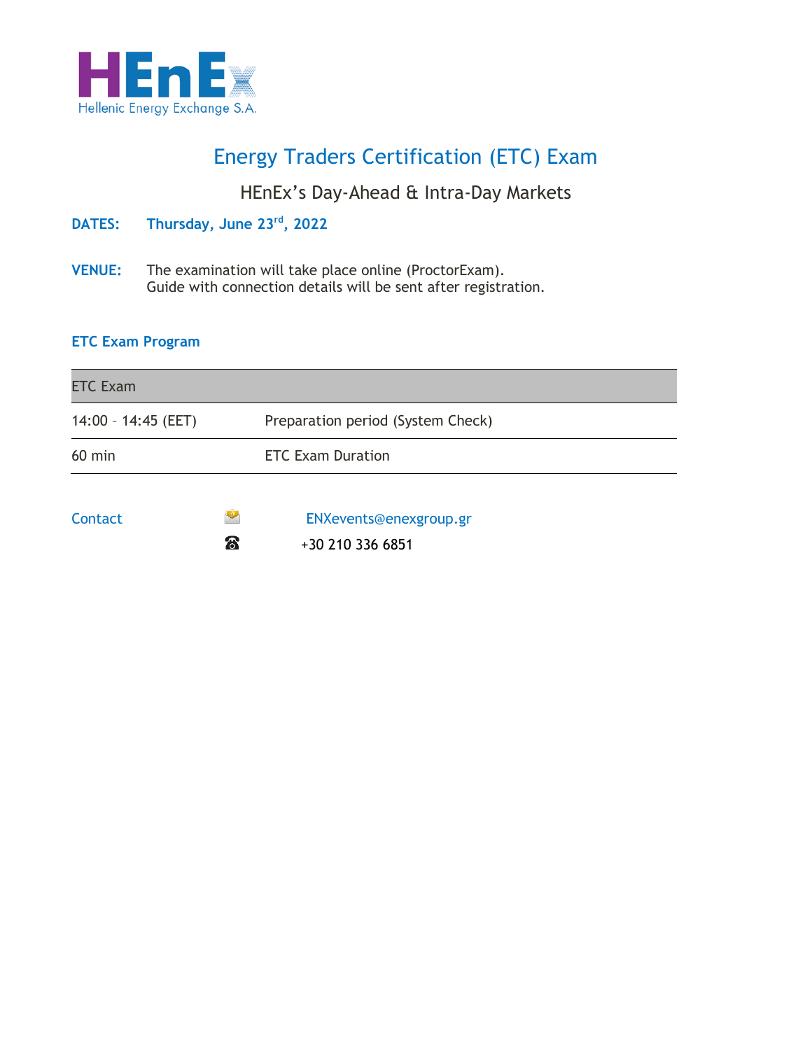HEnEx
Hellenic Energy Exchange S.A.

# Energy Traders Certification (ETC) Exam

## HEnEx's Day-Ahead & Intra-Day Markets

**DATES:** **Thursday, June 23rd, 2022**

**VENUE:** The examination will take place online (ProctorExam).
Guide with connection details will be sent after registration.

### ETC Exam Program

| ETC Exam | |
|---|---|
| 14:00 – 14:45 (EET) | Preparation period (System Check) |
| 60 min | ETC Exam Duration |

Contact

ENXevents@enexgroup.gr

+30 210 336 6851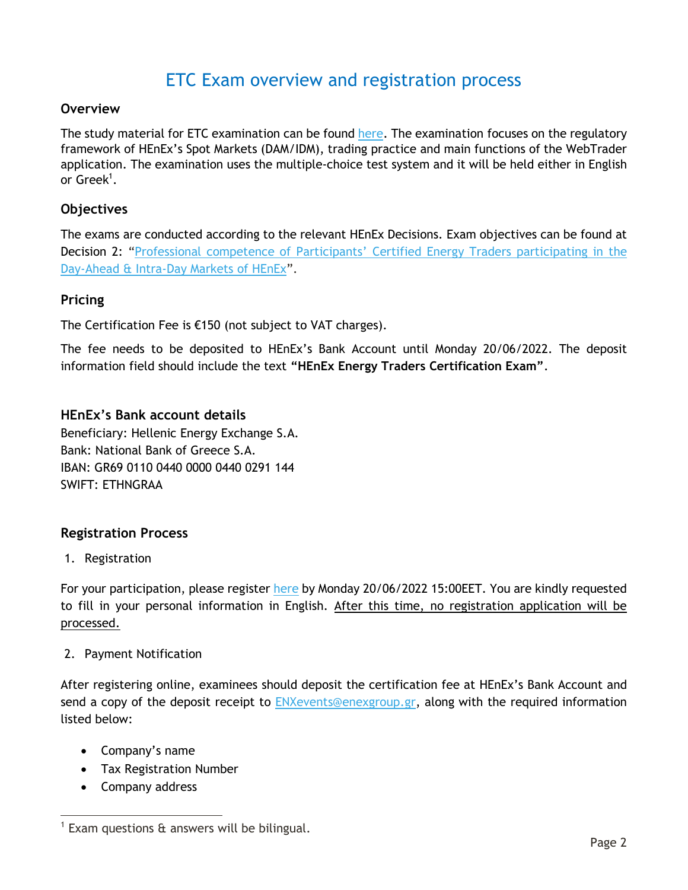# ETC Exam overview and registration process

## Overview

The study material for ETC examination can be found here. The examination focuses on the regulatory framework of HEnEx's Spot Markets (DAM/IDM), trading practice and main functions of the WebTrader application. The examination uses the multiple-choice test system and it will be held either in English or Greek[1].

## Objectives

The exams are conducted according to the relevant HEnEx Decisions. Exam objectives can be found at Decision 2: "Professional competence of Participants' Certified Energy Traders participating in the Day-Ahead & Intra-Day Markets of HEnEx".

## Pricing

The Certification Fee is €150 (not subject to VAT charges).

The fee needs to be deposited to HEnEx's Bank Account until Monday 20/06/2022. The deposit information field should include the text **"HEnEx Energy Traders Certification Exam"**.

## HEnEx's Bank account details

Beneficiary: Hellenic Energy Exchange S.A.
Bank: National Bank of Greece S.A.
IBAN: GR69 0110 0440 0000 0440 0291 144
SWIFT: ETHNGRAA

## Registration Process

1. Registration

For your participation, please register here by Monday 20/06/2022 15:00EET. You are kindly requested to fill in your personal information in English. After this time, no registration application will be processed.

2. Payment Notification

After registering online, examinees should deposit the certification fee at HEnEx's Bank Account and send a copy of the deposit receipt to ENXevents@enexgroup.gr, along with the required information listed below:

- Company's name
- Tax Registration Number
- Company address

[1] Exam questions & answers will be bilingual.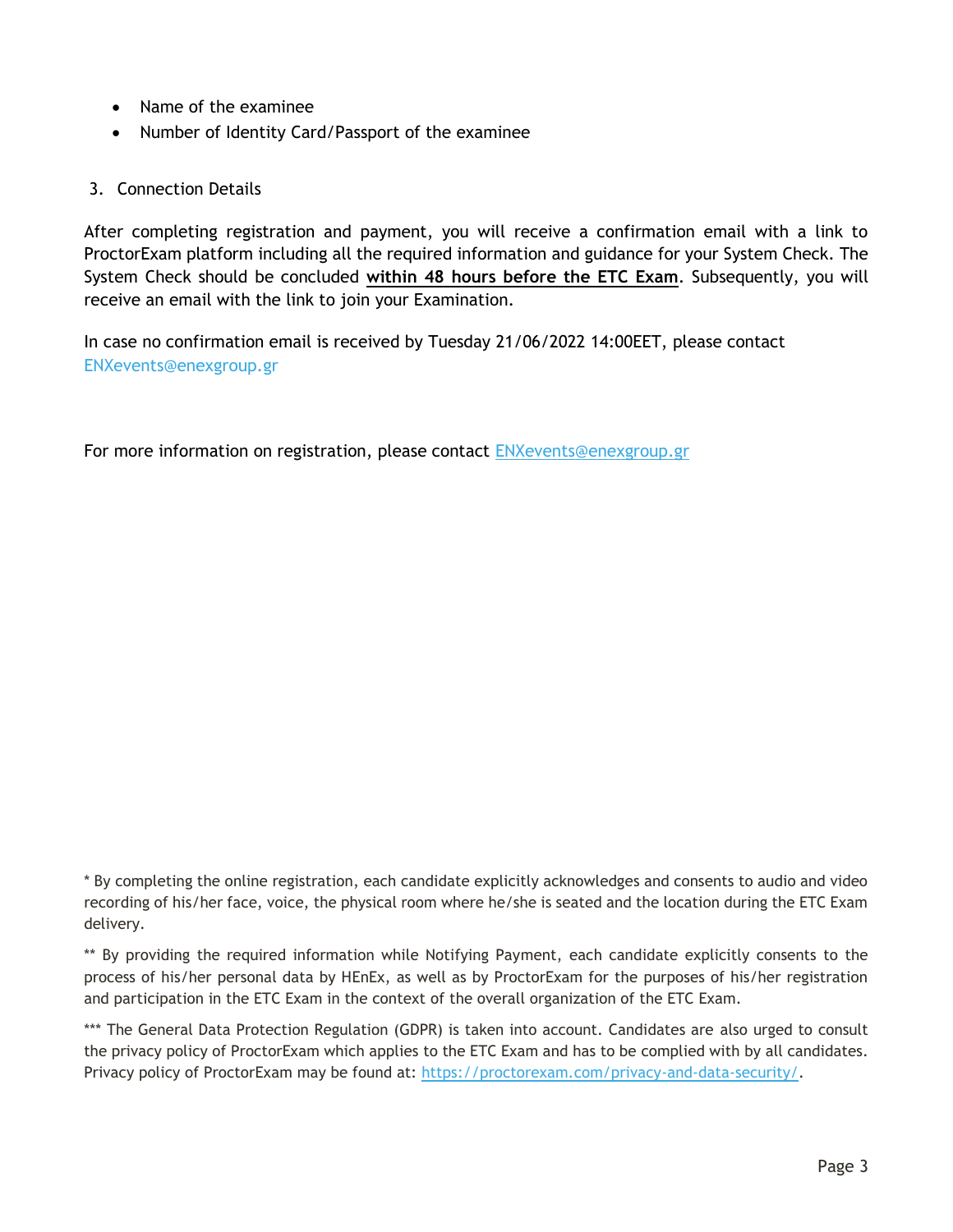- Name of the examinee
- Number of Identity Card/Passport of the examinee

3. Connection Details

After completing registration and payment, you will receive a confirmation email with a link to ProctorExam platform including all the required information and guidance for your System Check. The System Check should be concluded **within 48 hours before the ETC Exam**. Subsequently, you will receive an email with the link to join your Examination.

In case no confirmation email is received by Tuesday 21/06/2022 14:00EET, please contact ENXevents@enexgroup.gr

For more information on registration, please contact ENXevents@enexgroup.gr

* By completing the online registration, each candidate explicitly acknowledges and consents to audio and video recording of his/her face, voice, the physical room where he/she is seated and the location during the ETC Exam delivery.

** By providing the required information while Notifying Payment, each candidate explicitly consents to the process of his/her personal data by HEnEx, as well as by ProctorExam for the purposes of his/her registration and participation in the ETC Exam in the context of the overall organization of the ETC Exam.

*** The General Data Protection Regulation (GDPR) is taken into account. Candidates are also urged to consult the privacy policy of ProctorExam which applies to the ETC Exam and has to be complied with by all candidates. Privacy policy of ProctorExam may be found at: https://proctorexam.com/privacy-and-data-security/.